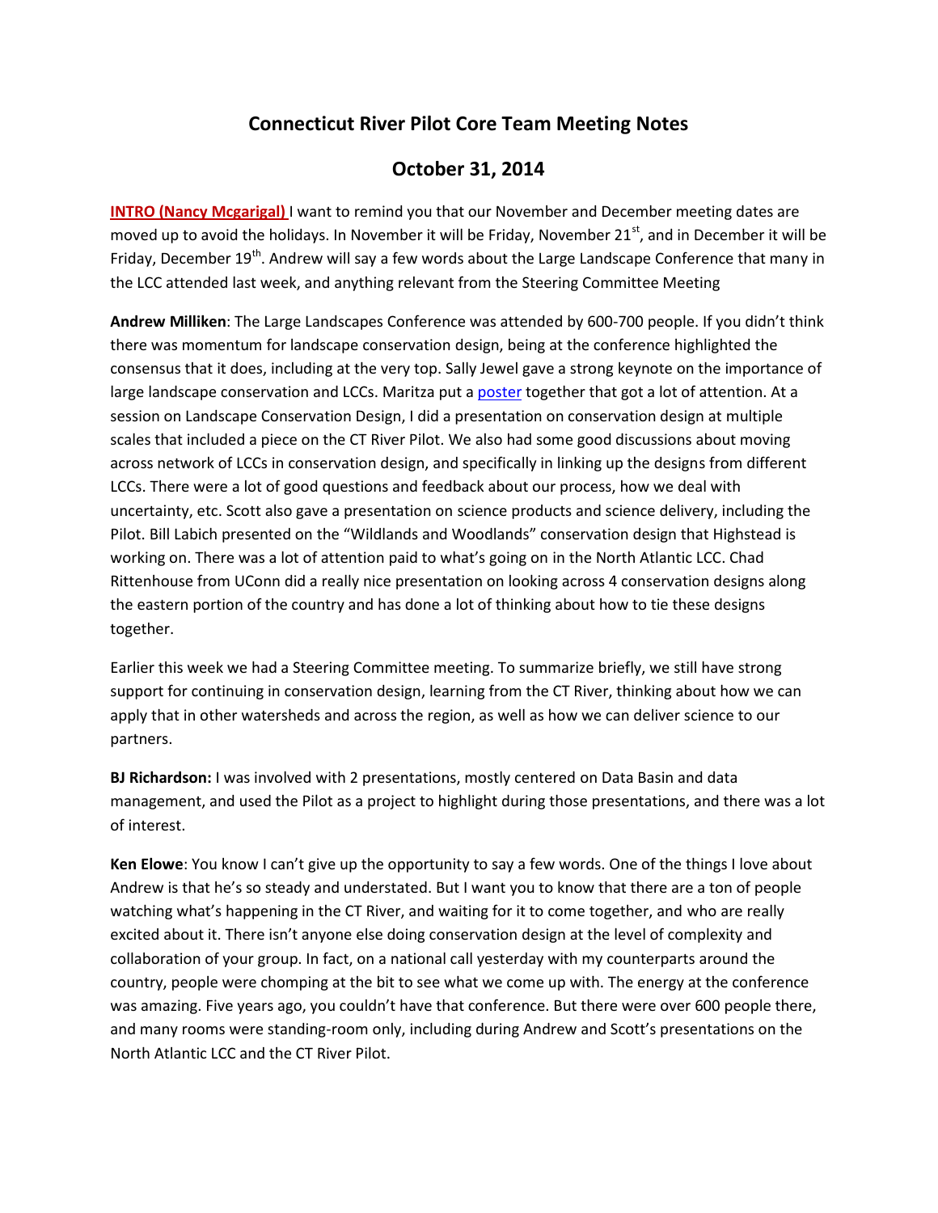# Connecticut River Pilot Core Team Meeting Notes

## October 31, 2014

**INTRO (Nancy Mcgarigal)** I want to remind you that our November and December meeting dates are moved up to avoid the holidays. In November it will be Friday, November 21st, and in December it will be Friday, December 19th. Andrew will say a few words about the Large Landscape Conference that many in the LCC attended last week, and anything relevant from the Steering Committee Meeting

**Andrew Milliken**: The Large Landscapes Conference was attended by 600-700 people. If you didn't think there was momentum for landscape conservation design, being at the conference highlighted the consensus that it does, including at the very top. Sally Jewel gave a strong keynote on the importance of large landscape conservation and LCCs. Maritza put a poster together that got a lot of attention. At a session on Landscape Conservation Design, I did a presentation on conservation design at multiple scales that included a piece on the CT River Pilot. We also had some good discussions about moving across network of LCCs in conservation design, and specifically in linking up the designs from different LCCs. There were a lot of good questions and feedback about our process, how we deal with uncertainty, etc. Scott also gave a presentation on science products and science delivery, including the Pilot. Bill Labich presented on the "Wildlands and Woodlands" conservation design that Highstead is working on. There was a lot of attention paid to what's going on in the North Atlantic LCC. Chad Rittenhouse from UConn did a really nice presentation on looking across 4 conservation designs along the eastern portion of the country and has done a lot of thinking about how to tie these designs together.

Earlier this week we had a Steering Committee meeting. To summarize briefly, we still have strong support for continuing in conservation design, learning from the CT River, thinking about how we can apply that in other watersheds and across the region, as well as how we can deliver science to our partners.

**BJ Richardson:** I was involved with 2 presentations, mostly centered on Data Basin and data management, and used the Pilot as a project to highlight during those presentations, and there was a lot of interest.

**Ken Elowe**: You know I can't give up the opportunity to say a few words. One of the things I love about Andrew is that he's so steady and understated. But I want you to know that there are a ton of people watching what's happening in the CT River, and waiting for it to come together, and who are really excited about it. There isn't anyone else doing conservation design at the level of complexity and collaboration of your group. In fact, on a national call yesterday with my counterparts around the country, people were chomping at the bit to see what we come up with. The energy at the conference was amazing. Five years ago, you couldn't have that conference. But there were over 600 people there, and many rooms were standing-room only, including during Andrew and Scott's presentations on the North Atlantic LCC and the CT River Pilot.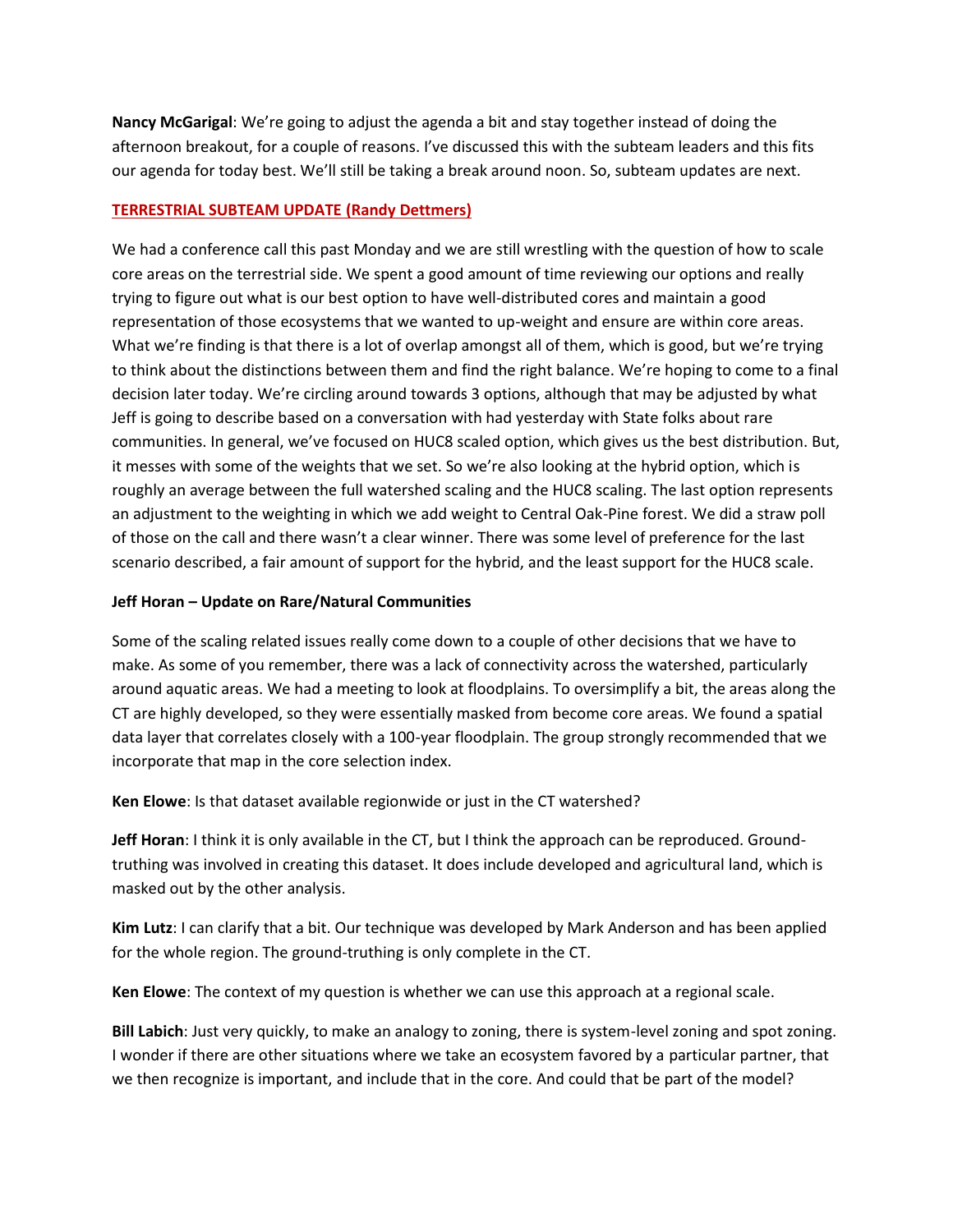**Nancy McGarigal**: We're going to adjust the agenda a bit and stay together instead of doing the afternoon breakout, for a couple of reasons. I've discussed this with the subteam leaders and this fits our agenda for today best. We'll still be taking a break around noon. So, subteam updates are next.

## TERRESTRIAL SUBTEAM UPDATE (Randy Dettmers)

We had a conference call this past Monday and we are still wrestling with the question of how to scale core areas on the terrestrial side. We spent a good amount of time reviewing our options and really trying to figure out what is our best option to have well-distributed cores and maintain a good representation of those ecosystems that we wanted to up-weight and ensure are within core areas. What we're finding is that there is a lot of overlap amongst all of them, which is good, but we're trying to think about the distinctions between them and find the right balance. We're hoping to come to a final decision later today. We're circling around towards 3 options, although that may be adjusted by what Jeff is going to describe based on a conversation with had yesterday with State folks about rare communities. In general, we've focused on HUC8 scaled option, which gives us the best distribution. But, it messes with some of the weights that we set. So we're also looking at the hybrid option, which is roughly an average between the full watershed scaling and the HUC8 scaling. The last option represents an adjustment to the weighting in which we add weight to Central Oak-Pine forest. We did a straw poll of those on the call and there wasn't a clear winner. There was some level of preference for the last scenario described, a fair amount of support for the hybrid, and the least support for the HUC8 scale.

**Jeff Horan – Update on Rare/Natural Communities**

Some of the scaling related issues really come down to a couple of other decisions that we have to make. As some of you remember, there was a lack of connectivity across the watershed, particularly around aquatic areas. We had a meeting to look at floodplains. To oversimplify a bit, the areas along the CT are highly developed, so they were essentially masked from become core areas. We found a spatial data layer that correlates closely with a 100-year floodplain. The group strongly recommended that we incorporate that map in the core selection index.

**Ken Elowe**: Is that dataset available regionwide or just in the CT watershed?

**Jeff Horan**: I think it is only available in the CT, but I think the approach can be reproduced. Ground-truthing was involved in creating this dataset. It does include developed and agricultural land, which is masked out by the other analysis.

**Kim Lutz**: I can clarify that a bit. Our technique was developed by Mark Anderson and has been applied for the whole region. The ground-truthing is only complete in the CT.

**Ken Elowe**: The context of my question is whether we can use this approach at a regional scale.

**Bill Labich**: Just very quickly, to make an analogy to zoning, there is system-level zoning and spot zoning. I wonder if there are other situations where we take an ecosystem favored by a particular partner, that we then recognize is important, and include that in the core. And could that be part of the model?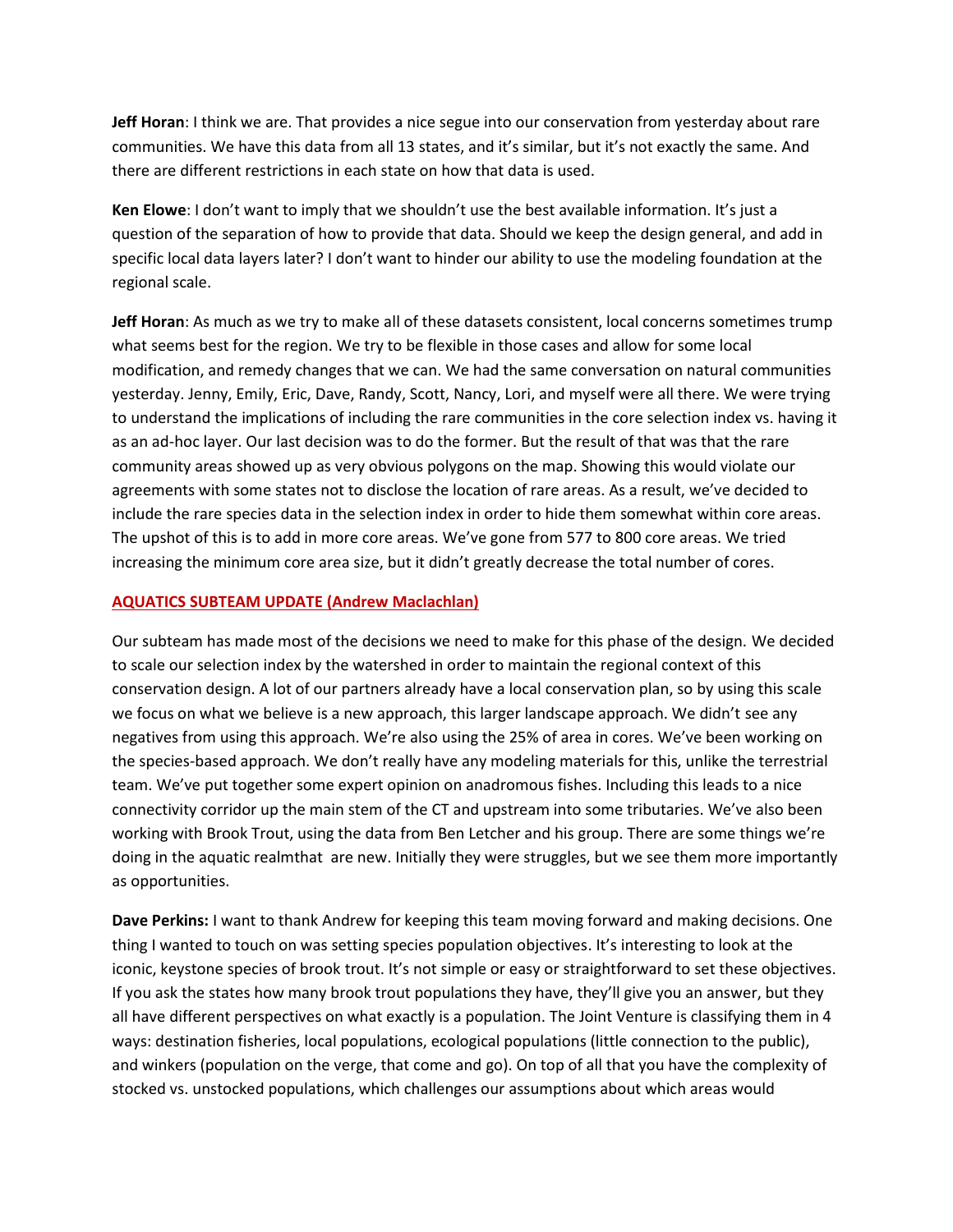**Jeff Horan**: I think we are. That provides a nice segue into our conservation from yesterday about rare communities. We have this data from all 13 states, and it's similar, but it's not exactly the same. And there are different restrictions in each state on how that data is used.

**Ken Elowe**: I don't want to imply that we shouldn't use the best available information. It's just a question of the separation of how to provide that data. Should we keep the design general, and add in specific local data layers later? I don't want to hinder our ability to use the modeling foundation at the regional scale.

**Jeff Horan**: As much as we try to make all of these datasets consistent, local concerns sometimes trump what seems best for the region. We try to be flexible in those cases and allow for some local modification, and remedy changes that we can. We had the same conversation on natural communities yesterday. Jenny, Emily, Eric, Dave, Randy, Scott, Nancy, Lori, and myself were all there. We were trying to understand the implications of including the rare communities in the core selection index vs. having it as an ad-hoc layer. Our last decision was to do the former. But the result of that was that the rare community areas showed up as very obvious polygons on the map. Showing this would violate our agreements with some states not to disclose the location of rare areas. As a result, we've decided to include the rare species data in the selection index in order to hide them somewhat within core areas. The upshot of this is to add in more core areas. We've gone from 577 to 800 core areas. We tried increasing the minimum core area size, but it didn't greatly decrease the total number of cores.

## AQUATICS SUBTEAM UPDATE (Andrew Maclachlan)

Our subteam has made most of the decisions we need to make for this phase of the design. We decided to scale our selection index by the watershed in order to maintain the regional context of this conservation design. A lot of our partners already have a local conservation plan, so by using this scale we focus on what we believe is a new approach, this larger landscape approach. We didn't see any negatives from using this approach. We're also using the 25% of area in cores. We've been working on the species-based approach. We don't really have any modeling materials for this, unlike the terrestrial team. We've put together some expert opinion on anadromous fishes. Including this leads to a nice connectivity corridor up the main stem of the CT and upstream into some tributaries. We've also been working with Brook Trout, using the data from Ben Letcher and his group. There are some things we're doing in the aquatic realmthat are new. Initially they were struggles, but we see them more importantly as opportunities.

**Dave Perkins:** I want to thank Andrew for keeping this team moving forward and making decisions. One thing I wanted to touch on was setting species population objectives. It's interesting to look at the iconic, keystone species of brook trout. It's not simple or easy or straightforward to set these objectives. If you ask the states how many brook trout populations they have, they'll give you an answer, but they all have different perspectives on what exactly is a population. The Joint Venture is classifying them in 4 ways: destination fisheries, local populations, ecological populations (little connection to the public), and winkers (population on the verge, that come and go). On top of all that you have the complexity of stocked vs. unstocked populations, which challenges our assumptions about which areas would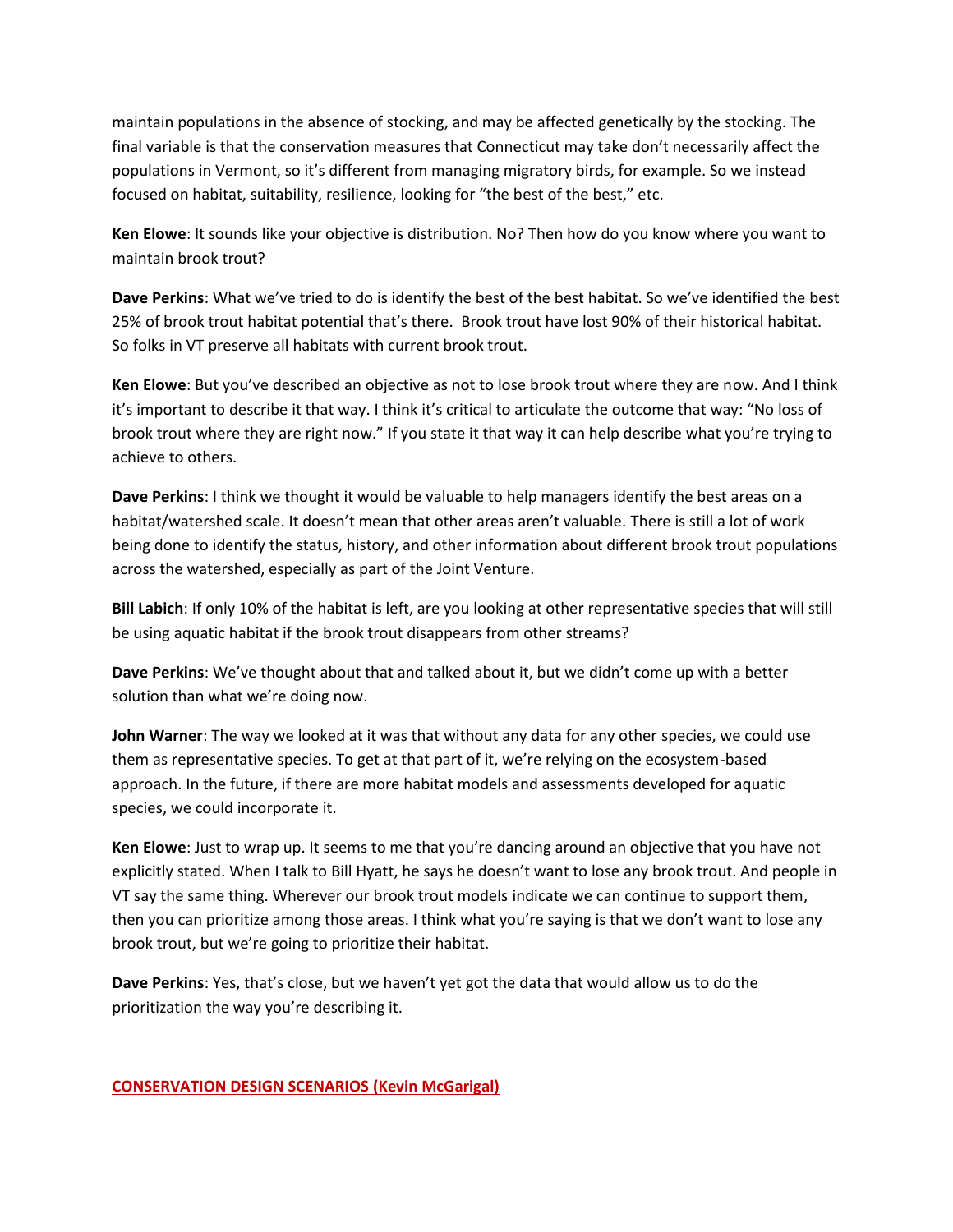maintain populations in the absence of stocking, and may be affected genetically by the stocking. The final variable is that the conservation measures that Connecticut may take don't necessarily affect the populations in Vermont, so it's different from managing migratory birds, for example. So we instead focused on habitat, suitability, resilience, looking for "the best of the best," etc.

**Ken Elowe**: It sounds like your objective is distribution. No? Then how do you know where you want to maintain brook trout?

**Dave Perkins**: What we've tried to do is identify the best of the best habitat. So we've identified the best 25% of brook trout habitat potential that's there. Brook trout have lost 90% of their historical habitat. So folks in VT preserve all habitats with current brook trout.

**Ken Elowe**: But you've described an objective as not to lose brook trout where they are now. And I think it's important to describe it that way. I think it's critical to articulate the outcome that way: "No loss of brook trout where they are right now." If you state it that way it can help describe what you're trying to achieve to others.

**Dave Perkins**: I think we thought it would be valuable to help managers identify the best areas on a habitat/watershed scale. It doesn't mean that other areas aren't valuable. There is still a lot of work being done to identify the status, history, and other information about different brook trout populations across the watershed, especially as part of the Joint Venture.

**Bill Labich**: If only 10% of the habitat is left, are you looking at other representative species that will still be using aquatic habitat if the brook trout disappears from other streams?

**Dave Perkins**: We've thought about that and talked about it, but we didn't come up with a better solution than what we're doing now.

**John Warner**: The way we looked at it was that without any data for any other species, we could use them as representative species. To get at that part of it, we're relying on the ecosystem-based approach. In the future, if there are more habitat models and assessments developed for aquatic species, we could incorporate it.

**Ken Elowe**: Just to wrap up. It seems to me that you're dancing around an objective that you have not explicitly stated. When I talk to Bill Hyatt, he says he doesn't want to lose any brook trout. And people in VT say the same thing. Wherever our brook trout models indicate we can continue to support them, then you can prioritize among those areas. I think what you're saying is that we don't want to lose any brook trout, but we're going to prioritize their habitat.

**Dave Perkins**: Yes, that's close, but we haven't yet got the data that would allow us to do the prioritization the way you're describing it.

**CONSERVATION DESIGN SCENARIOS (Kevin McGarigal)**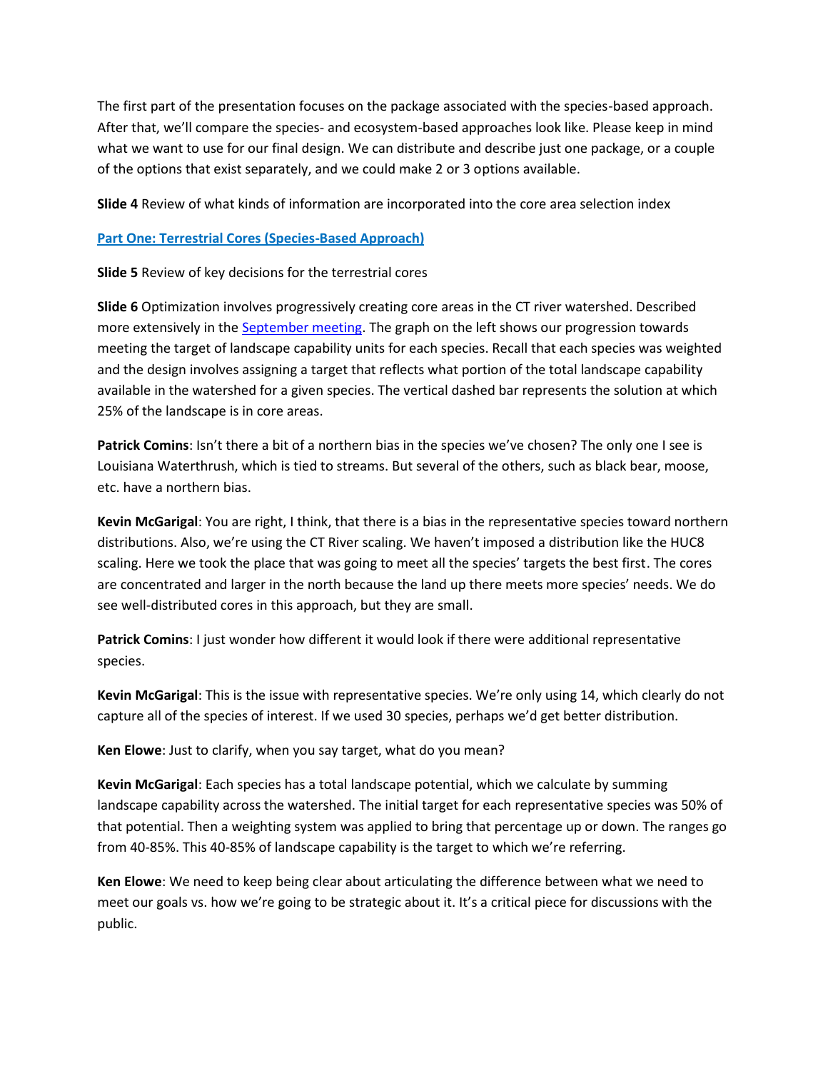The first part of the presentation focuses on the package associated with the species-based approach. After that, we'll compare the species- and ecosystem-based approaches look like. Please keep in mind what we want to use for our final design. We can distribute and describe just one package, or a couple of the options that exist separately, and we could make 2 or 3 options available.

**Slide 4** Review of what kinds of information are incorporated into the core area selection index

**[Part One: Terrestrial Cores (Species-Based Approach)]()**

**Slide 5** Review of key decisions for the terrestrial cores

**Slide 6** Optimization involves progressively creating core areas in the CT river watershed. Described more extensively in the [September meeting](). The graph on the left shows our progression towards meeting the target of landscape capability units for each species. Recall that each species was weighted and the design involves assigning a target that reflects what portion of the total landscape capability available in the watershed for a given species. The vertical dashed bar represents the solution at which 25% of the landscape is in core areas.

**Patrick Comins**: Isn't there a bit of a northern bias in the species we've chosen? The only one I see is Louisiana Waterthrush, which is tied to streams. But several of the others, such as black bear, moose, etc. have a northern bias.

**Kevin McGarigal**: You are right, I think, that there is a bias in the representative species toward northern distributions. Also, we're using the CT River scaling. We haven't imposed a distribution like the HUC8 scaling. Here we took the place that was going to meet all the species' targets the best first. The cores are concentrated and larger in the north because the land up there meets more species' needs. We do see well-distributed cores in this approach, but they are small.

**Patrick Comins**: I just wonder how different it would look if there were additional representative species.

**Kevin McGarigal**: This is the issue with representative species. We're only using 14, which clearly do not capture all of the species of interest. If we used 30 species, perhaps we'd get better distribution.

**Ken Elowe**: Just to clarify, when you say target, what do you mean?

**Kevin McGarigal**: Each species has a total landscape potential, which we calculate by summing landscape capability across the watershed. The initial target for each representative species was 50% of that potential. Then a weighting system was applied to bring that percentage up or down. The ranges go from 40-85%. This 40-85% of landscape capability is the target to which we're referring.

**Ken Elowe**: We need to keep being clear about articulating the difference between what we need to meet our goals vs. how we're going to be strategic about it. It's a critical piece for discussions with the public.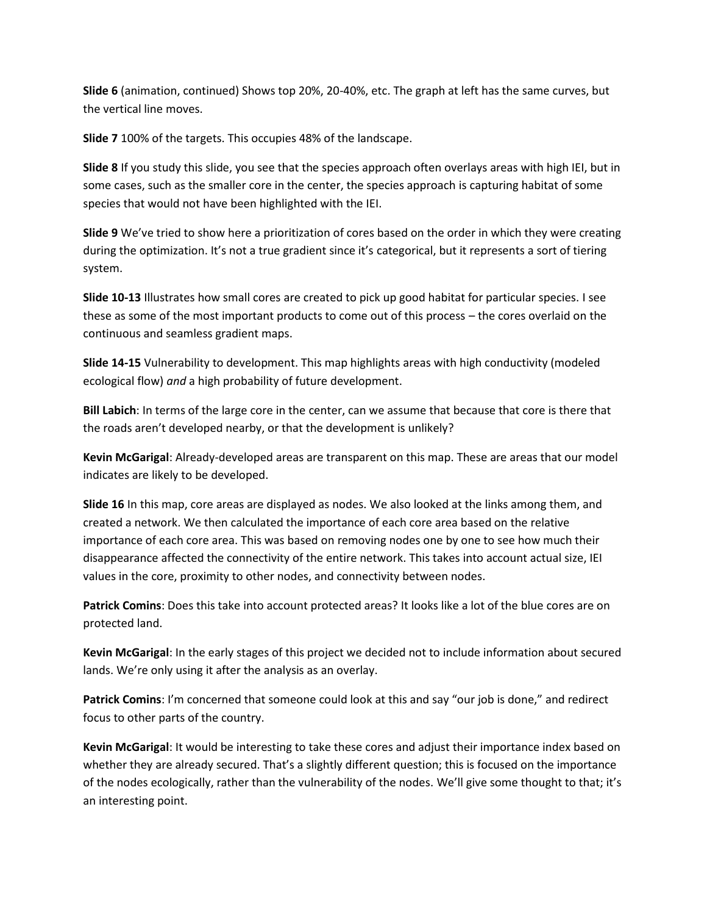**Slide 6** (animation, continued) Shows top 20%, 20-40%, etc. The graph at left has the same curves, but the vertical line moves.

**Slide 7** 100% of the targets. This occupies 48% of the landscape.

**Slide 8** If you study this slide, you see that the species approach often overlays areas with high IEI, but in some cases, such as the smaller core in the center, the species approach is capturing habitat of some species that would not have been highlighted with the IEI.

**Slide 9** We've tried to show here a prioritization of cores based on the order in which they were creating during the optimization. It's not a true gradient since it's categorical, but it represents a sort of tiering system.

**Slide 10-13** Illustrates how small cores are created to pick up good habitat for particular species. I see these as some of the most important products to come out of this process – the cores overlaid on the continuous and seamless gradient maps.

**Slide 14-15** Vulnerability to development. This map highlights areas with high conductivity (modeled ecological flow) *and* a high probability of future development.

**Bill Labich**: In terms of the large core in the center, can we assume that because that core is there that the roads aren't developed nearby, or that the development is unlikely?

**Kevin McGarigal**: Already-developed areas are transparent on this map. These are areas that our model indicates are likely to be developed.

**Slide 16** In this map, core areas are displayed as nodes. We also looked at the links among them, and created a network. We then calculated the importance of each core area based on the relative importance of each core area. This was based on removing nodes one by one to see how much their disappearance affected the connectivity of the entire network. This takes into account actual size, IEI values in the core, proximity to other nodes, and connectivity between nodes.

**Patrick Comins**: Does this take into account protected areas? It looks like a lot of the blue cores are on protected land.

**Kevin McGarigal**: In the early stages of this project we decided not to include information about secured lands. We're only using it after the analysis as an overlay.

**Patrick Comins**: I'm concerned that someone could look at this and say "our job is done," and redirect focus to other parts of the country.

**Kevin McGarigal**: It would be interesting to take these cores and adjust their importance index based on whether they are already secured. That's a slightly different question; this is focused on the importance of the nodes ecologically, rather than the vulnerability of the nodes. We'll give some thought to that; it's an interesting point.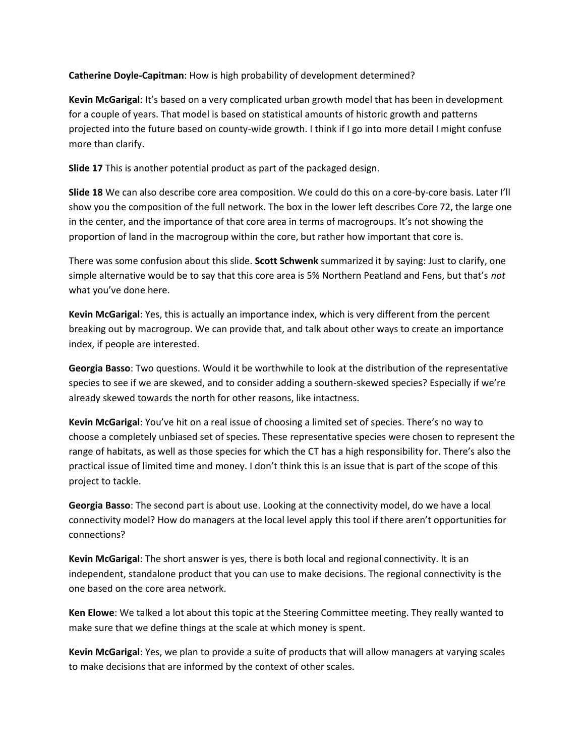**Catherine Doyle-Capitman**: How is high probability of development determined?

**Kevin McGarigal**: It's based on a very complicated urban growth model that has been in development for a couple of years. That model is based on statistical amounts of historic growth and patterns projected into the future based on county-wide growth. I think if I go into more detail I might confuse more than clarify.

**Slide 17** This is another potential product as part of the packaged design.

**Slide 18** We can also describe core area composition. We could do this on a core-by-core basis. Later I'll show you the composition of the full network. The box in the lower left describes Core 72, the large one in the center, and the importance of that core area in terms of macrogroups. It's not showing the proportion of land in the macrogroup within the core, but rather how important that core is.

There was some confusion about this slide. **Scott Schwenk** summarized it by saying: Just to clarify, one simple alternative would be to say that this core area is 5% Northern Peatland and Fens, but that's *not* what you've done here.

**Kevin McGarigal**: Yes, this is actually an importance index, which is very different from the percent breaking out by macrogroup. We can provide that, and talk about other ways to create an importance index, if people are interested.

**Georgia Basso**: Two questions. Would it be worthwhile to look at the distribution of the representative species to see if we are skewed, and to consider adding a southern-skewed species? Especially if we're already skewed towards the north for other reasons, like intactness.

**Kevin McGarigal**: You've hit on a real issue of choosing a limited set of species. There's no way to choose a completely unbiased set of species. These representative species were chosen to represent the range of habitats, as well as those species for which the CT has a high responsibility for. There's also the practical issue of limited time and money. I don't think this is an issue that is part of the scope of this project to tackle.

**Georgia Basso**: The second part is about use. Looking at the connectivity model, do we have a local connectivity model? How do managers at the local level apply this tool if there aren't opportunities for connections?

**Kevin McGarigal**: The short answer is yes, there is both local and regional connectivity. It is an independent, standalone product that you can use to make decisions. The regional connectivity is the one based on the core area network.

**Ken Elowe**: We talked a lot about this topic at the Steering Committee meeting. They really wanted to make sure that we define things at the scale at which money is spent.

**Kevin McGarigal**: Yes, we plan to provide a suite of products that will allow managers at varying scales to make decisions that are informed by the context of other scales.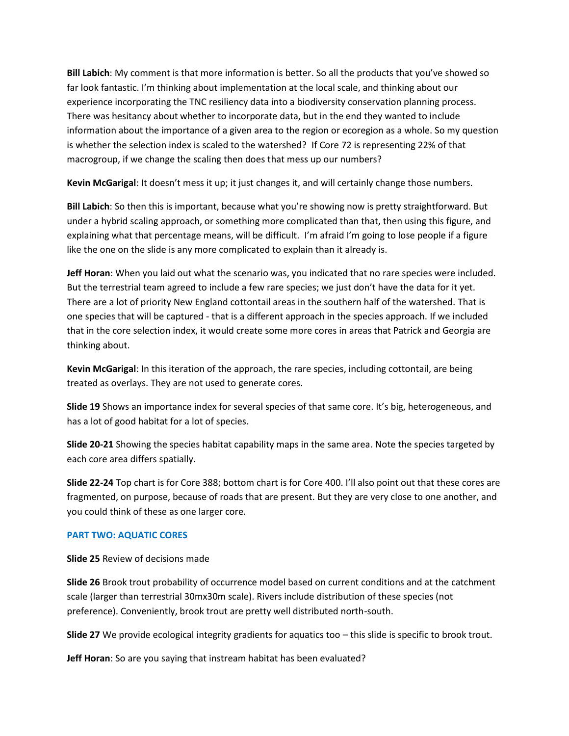**Bill Labich**: My comment is that more information is better. So all the products that you've showed so far look fantastic. I'm thinking about implementation at the local scale, and thinking about our experience incorporating the TNC resiliency data into a biodiversity conservation planning process. There was hesitancy about whether to incorporate data, but in the end they wanted to include information about the importance of a given area to the region or ecoregion as a whole. So my question is whether the selection index is scaled to the watershed? If Core 72 is representing 22% of that macrogroup, if we change the scaling then does that mess up our numbers?

**Kevin McGarigal**: It doesn't mess it up; it just changes it, and will certainly change those numbers.

**Bill Labich**: So then this is important, because what you're showing now is pretty straightforward. But under a hybrid scaling approach, or something more complicated than that, then using this figure, and explaining what that percentage means, will be difficult. I'm afraid I'm going to lose people if a figure like the one on the slide is any more complicated to explain than it already is.

**Jeff Horan**: When you laid out what the scenario was, you indicated that no rare species were included. But the terrestrial team agreed to include a few rare species; we just don't have the data for it yet. There are a lot of priority New England cottontail areas in the southern half of the watershed. That is one species that will be captured - that is a different approach in the species approach. If we included that in the core selection index, it would create some more cores in areas that Patrick and Georgia are thinking about.

**Kevin McGarigal**: In this iteration of the approach, the rare species, including cottontail, are being treated as overlays. They are not used to generate cores.

**Slide 19** Shows an importance index for several species of that same core. It's big, heterogeneous, and has a lot of good habitat for a lot of species.

**Slide 20-21** Showing the species habitat capability maps in the same area. Note the species targeted by each core area differs spatially.

**Slide 22-24** Top chart is for Core 388; bottom chart is for Core 400. I'll also point out that these cores are fragmented, on purpose, because of roads that are present. But they are very close to one another, and you could think of these as one larger core.

## PART TWO: AQUATIC CORES

**Slide 25** Review of decisions made

**Slide 26** Brook trout probability of occurrence model based on current conditions and at the catchment scale (larger than terrestrial 30mx30m scale). Rivers include distribution of these species (not preference). Conveniently, brook trout are pretty well distributed north-south.

**Slide 27** We provide ecological integrity gradients for aquatics too – this slide is specific to brook trout.

**Jeff Horan**: So are you saying that instream habitat has been evaluated?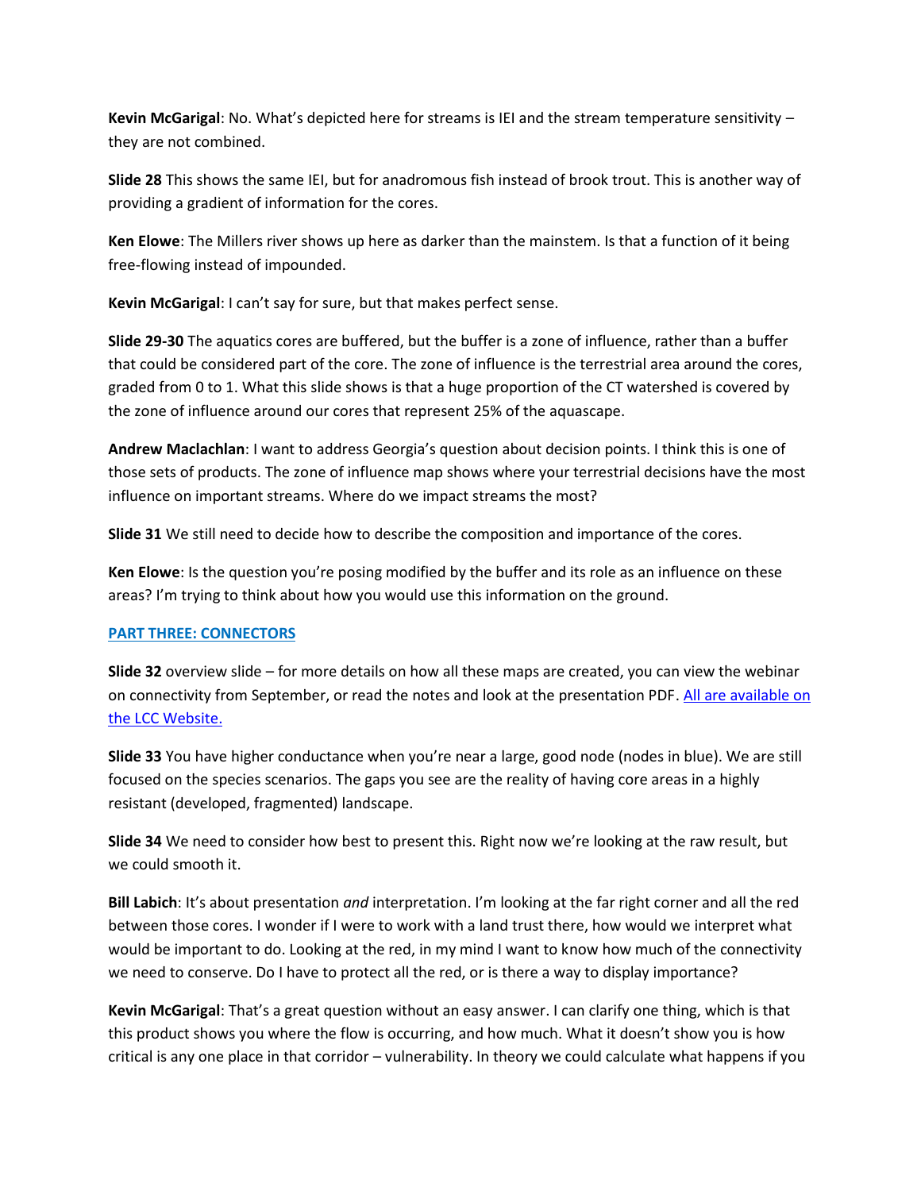**Kevin McGarigal**: No. What's depicted here for streams is IEI and the stream temperature sensitivity – they are not combined.

**Slide 28** This shows the same IEI, but for anadromous fish instead of brook trout. This is another way of providing a gradient of information for the cores.

**Ken Elowe**: The Millers river shows up here as darker than the mainstem. Is that a function of it being free-flowing instead of impounded.

**Kevin McGarigal**: I can't say for sure, but that makes perfect sense.

**Slide 29-30** The aquatics cores are buffered, but the buffer is a zone of influence, rather than a buffer that could be considered part of the core. The zone of influence is the terrestrial area around the cores, graded from 0 to 1. What this slide shows is that a huge proportion of the CT watershed is covered by the zone of influence around our cores that represent 25% of the aquascape.

**Andrew Maclachlan**: I want to address Georgia's question about decision points. I think this is one of those sets of products. The zone of influence map shows where your terrestrial decisions have the most influence on important streams. Where do we impact streams the most?

**Slide 31** We still need to decide how to describe the composition and importance of the cores.

**Ken Elowe**: Is the question you're posing modified by the buffer and its role as an influence on these areas? I'm trying to think about how you would use this information on the ground.

## PART THREE: CONNECTORS

**Slide 32** overview slide – for more details on how all these maps are created, you can view the webinar on connectivity from September, or read the notes and look at the presentation PDF. All are available on the LCC Website.

**Slide 33** You have higher conductance when you're near a large, good node (nodes in blue). We are still focused on the species scenarios. The gaps you see are the reality of having core areas in a highly resistant (developed, fragmented) landscape.

**Slide 34** We need to consider how best to present this. Right now we're looking at the raw result, but we could smooth it.

**Bill Labich**: It's about presentation *and* interpretation. I'm looking at the far right corner and all the red between those cores. I wonder if I were to work with a land trust there, how would we interpret what would be important to do. Looking at the red, in my mind I want to know how much of the connectivity we need to conserve. Do I have to protect all the red, or is there a way to display importance?

**Kevin McGarigal**: That's a great question without an easy answer. I can clarify one thing, which is that this product shows you where the flow is occurring, and how much. What it doesn't show you is how critical is any one place in that corridor – vulnerability. In theory we could calculate what happens if you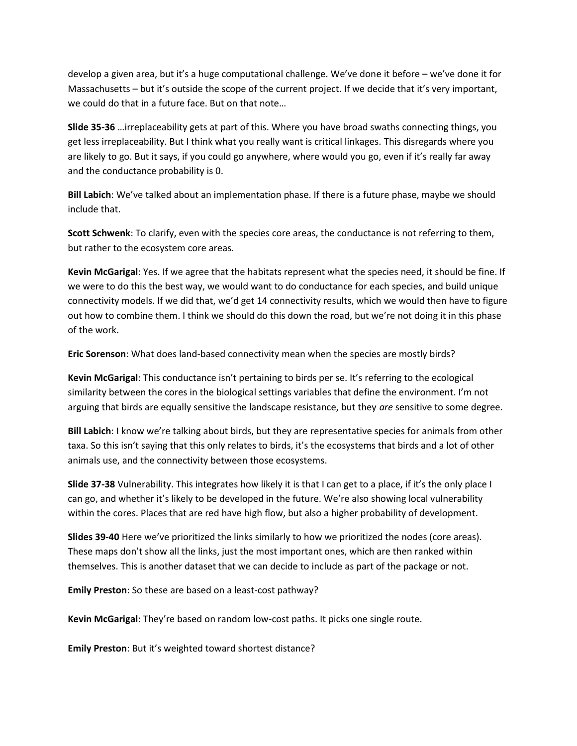develop a given area, but it's a huge computational challenge. We've done it before – we've done it for Massachusetts – but it's outside the scope of the current project. If we decide that it's very important, we could do that in a future face. But on that note…

**Slide 35-36** …irreplaceability gets at part of this. Where you have broad swaths connecting things, you get less irreplaceability. But I think what you really want is critical linkages. This disregards where you are likely to go. But it says, if you could go anywhere, where would you go, even if it's really far away and the conductance probability is 0.

**Bill Labich**: We've talked about an implementation phase. If there is a future phase, maybe we should include that.

**Scott Schwenk**: To clarify, even with the species core areas, the conductance is not referring to them, but rather to the ecosystem core areas.

**Kevin McGarigal**: Yes. If we agree that the habitats represent what the species need, it should be fine. If we were to do this the best way, we would want to do conductance for each species, and build unique connectivity models. If we did that, we'd get 14 connectivity results, which we would then have to figure out how to combine them. I think we should do this down the road, but we're not doing it in this phase of the work.

**Eric Sorenson**: What does land-based connectivity mean when the species are mostly birds?

**Kevin McGarigal**: This conductance isn't pertaining to birds per se. It's referring to the ecological similarity between the cores in the biological settings variables that define the environment. I'm not arguing that birds are equally sensitive the landscape resistance, but they *are* sensitive to some degree.

**Bill Labich**: I know we're talking about birds, but they are representative species for animals from other taxa. So this isn't saying that this only relates to birds, it's the ecosystems that birds and a lot of other animals use, and the connectivity between those ecosystems.

**Slide 37-38** Vulnerability. This integrates how likely it is that I can get to a place, if it's the only place I can go, and whether it's likely to be developed in the future. We're also showing local vulnerability within the cores. Places that are red have high flow, but also a higher probability of development.

**Slides 39-40** Here we've prioritized the links similarly to how we prioritized the nodes (core areas). These maps don't show all the links, just the most important ones, which are then ranked within themselves. This is another dataset that we can decide to include as part of the package or not.

**Emily Preston**: So these are based on a least-cost pathway?

**Kevin McGarigal**: They're based on random low-cost paths. It picks one single route.

**Emily Preston**: But it's weighted toward shortest distance?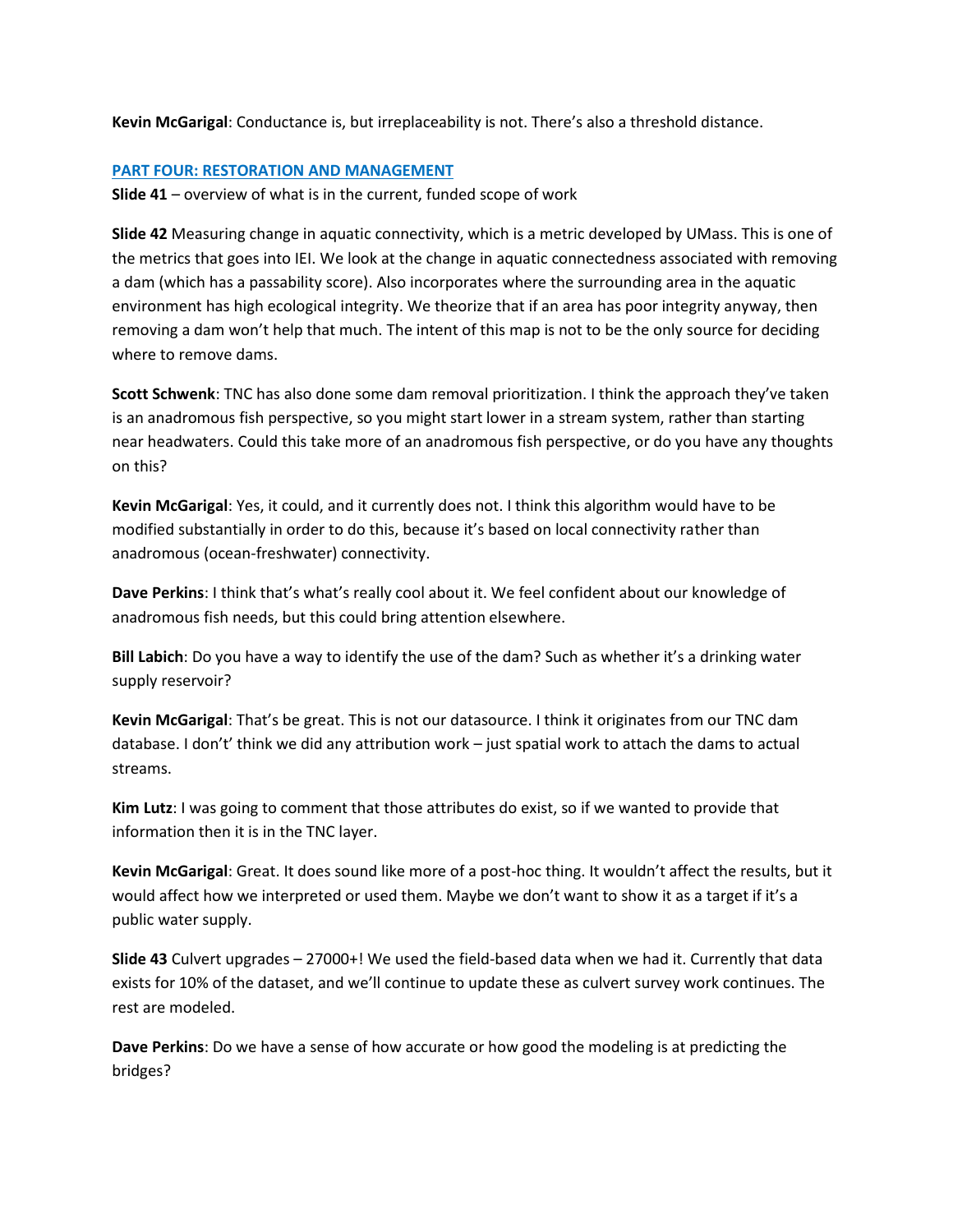**Kevin McGarigal**: Conductance is, but irreplaceability is not. There's also a threshold distance.

## PART FOUR: RESTORATION AND MANAGEMENT

**Slide 41** – overview of what is in the current, funded scope of work

**Slide 42** Measuring change in aquatic connectivity, which is a metric developed by UMass. This is one of the metrics that goes into IEI. We look at the change in aquatic connectedness associated with removing a dam (which has a passability score). Also incorporates where the surrounding area in the aquatic environment has high ecological integrity. We theorize that if an area has poor integrity anyway, then removing a dam won't help that much. The intent of this map is not to be the only source for deciding where to remove dams.

**Scott Schwenk**: TNC has also done some dam removal prioritization. I think the approach they've taken is an anadromous fish perspective, so you might start lower in a stream system, rather than starting near headwaters. Could this take more of an anadromous fish perspective, or do you have any thoughts on this?

**Kevin McGarigal**: Yes, it could, and it currently does not. I think this algorithm would have to be modified substantially in order to do this, because it's based on local connectivity rather than anadromous (ocean-freshwater) connectivity.

**Dave Perkins**: I think that's what's really cool about it. We feel confident about our knowledge of anadromous fish needs, but this could bring attention elsewhere.

**Bill Labich**: Do you have a way to identify the use of the dam? Such as whether it's a drinking water supply reservoir?

**Kevin McGarigal**: That's be great. This is not our datasource. I think it originates from our TNC dam database. I don't' think we did any attribution work – just spatial work to attach the dams to actual streams.

**Kim Lutz**: I was going to comment that those attributes do exist, so if we wanted to provide that information then it is in the TNC layer.

**Kevin McGarigal**: Great. It does sound like more of a post-hoc thing. It wouldn't affect the results, but it would affect how we interpreted or used them. Maybe we don't want to show it as a target if it's a public water supply.

**Slide 43** Culvert upgrades – 27000+! We used the field-based data when we had it. Currently that data exists for 10% of the dataset, and we'll continue to update these as culvert survey work continues. The rest are modeled.

**Dave Perkins**: Do we have a sense of how accurate or how good the modeling is at predicting the bridges?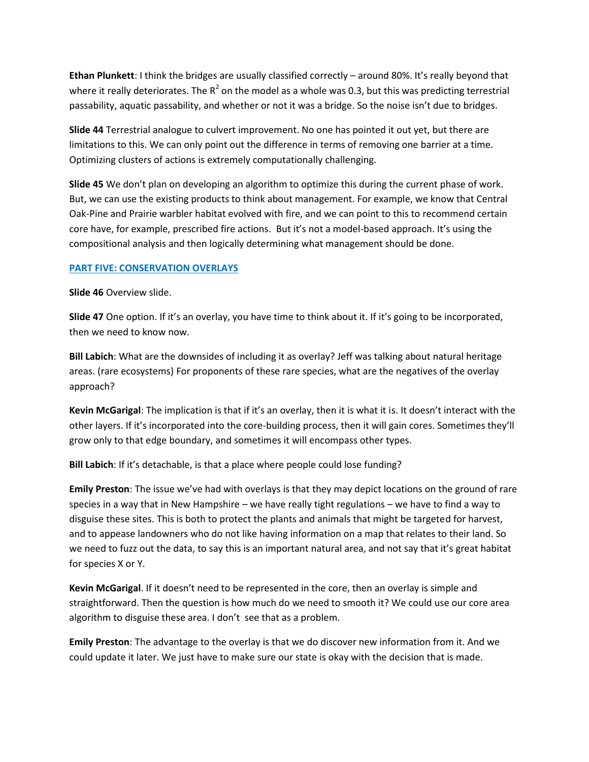**Ethan Plunkett**: I think the bridges are usually classified correctly – around 80%. It's really beyond that where it really deteriorates. The $R^2$ on the model as a whole was 0.3, but this was predicting terrestrial passability, aquatic passability, and whether or not it was a bridge. So the noise isn't due to bridges.

**Slide 44** Terrestrial analogue to culvert improvement. No one has pointed it out yet, but there are limitations to this. We can only point out the difference in terms of removing one barrier at a time. Optimizing clusters of actions is extremely computationally challenging.

**Slide 45** We don't plan on developing an algorithm to optimize this during the current phase of work. But, we can use the existing products to think about management. For example, we know that Central Oak-Pine and Prairie warbler habitat evolved with fire, and we can point to this to recommend certain core have, for example, prescribed fire actions. But it's not a model-based approach. It's using the compositional analysis and then logically determining what management should be done.

## PART FIVE: CONSERVATION OVERLAYS

**Slide 46** Overview slide.

**Slide 47** One option. If it's an overlay, you have time to think about it. If it's going to be incorporated, then we need to know now.

**Bill Labich**: What are the downsides of including it as overlay? Jeff was talking about natural heritage areas. (rare ecosystems) For proponents of these rare species, what are the negatives of the overlay approach?

**Kevin McGarigal**: The implication is that if it's an overlay, then it is what it is. It doesn't interact with the other layers. If it's incorporated into the core-building process, then it will gain cores. Sometimes they'll grow only to that edge boundary, and sometimes it will encompass other types.

**Bill Labich**: If it's detachable, is that a place where people could lose funding?

**Emily Preston**: The issue we've had with overlays is that they may depict locations on the ground of rare species in a way that in New Hampshire – we have really tight regulations – we have to find a way to disguise these sites. This is both to protect the plants and animals that might be targeted for harvest, and to appease landowners who do not like having information on a map that relates to their land. So we need to fuzz out the data, to say this is an important natural area, and not say that it's great habitat for species X or Y.

**Kevin McGarigal**. If it doesn't need to be represented in the core, then an overlay is simple and straightforward. Then the question is how much do we need to smooth it? We could use our core area algorithm to disguise these area. I don't see that as a problem.

**Emily Preston**: The advantage to the overlay is that we do discover new information from it. And we could update it later. We just have to make sure our state is okay with the decision that is made.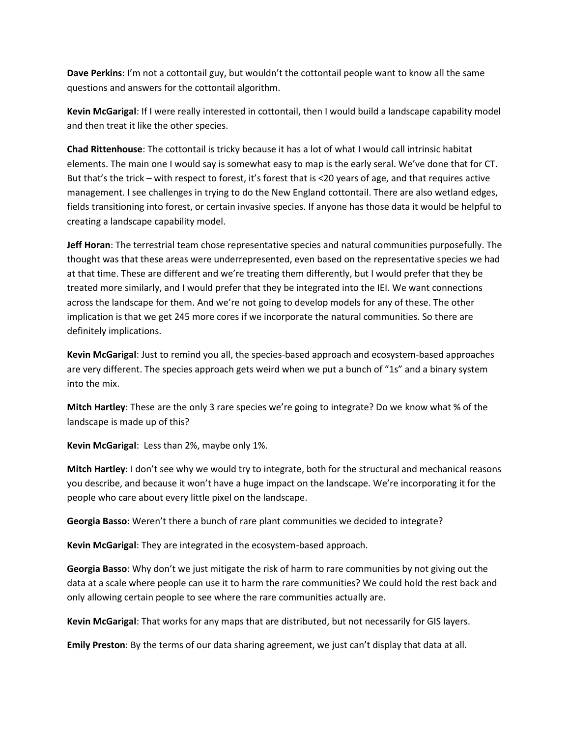**Dave Perkins**: I'm not a cottontail guy, but wouldn't the cottontail people want to know all the same questions and answers for the cottontail algorithm.

**Kevin McGarigal**: If I were really interested in cottontail, then I would build a landscape capability model and then treat it like the other species.

**Chad Rittenhouse**: The cottontail is tricky because it has a lot of what I would call intrinsic habitat elements. The main one I would say is somewhat easy to map is the early seral. We've done that for CT. But that's the trick – with respect to forest, it's forest that is <20 years of age, and that requires active management. I see challenges in trying to do the New England cottontail. There are also wetland edges, fields transitioning into forest, or certain invasive species. If anyone has those data it would be helpful to creating a landscape capability model.

**Jeff Horan**: The terrestrial team chose representative species and natural communities purposefully. The thought was that these areas were underrepresented, even based on the representative species we had at that time. These are different and we're treating them differently, but I would prefer that they be treated more similarly, and I would prefer that they be integrated into the IEI. We want connections across the landscape for them. And we're not going to develop models for any of these. The other implication is that we get 245 more cores if we incorporate the natural communities. So there are definitely implications.

**Kevin McGarigal**: Just to remind you all, the species-based approach and ecosystem-based approaches are very different. The species approach gets weird when we put a bunch of "1s" and a binary system into the mix.

**Mitch Hartley**: These are the only 3 rare species we're going to integrate? Do we know what % of the landscape is made up of this?

**Kevin McGarigal**: Less than 2%, maybe only 1%.

**Mitch Hartley**: I don't see why we would try to integrate, both for the structural and mechanical reasons you describe, and because it won't have a huge impact on the landscape. We're incorporating it for the people who care about every little pixel on the landscape.

**Georgia Basso**: Weren't there a bunch of rare plant communities we decided to integrate?

**Kevin McGarigal**: They are integrated in the ecosystem-based approach.

**Georgia Basso**: Why don't we just mitigate the risk of harm to rare communities by not giving out the data at a scale where people can use it to harm the rare communities? We could hold the rest back and only allowing certain people to see where the rare communities actually are.

**Kevin McGarigal**: That works for any maps that are distributed, but not necessarily for GIS layers.

**Emily Preston**: By the terms of our data sharing agreement, we just can't display that data at all.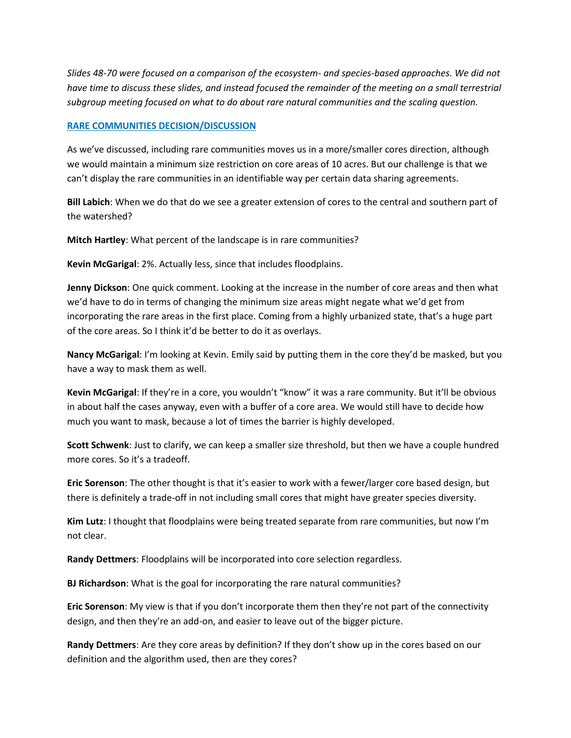*Slides 48-70 were focused on a comparison of the ecosystem- and species-based approaches. We did not have time to discuss these slides, and instead focused the remainder of the meeting on a small terrestrial subgroup meeting focused on what to do about rare natural communities and the scaling question.*

## RARE COMMUNITIES DECISION/DISCUSSION

As we've discussed, including rare communities moves us in a more/smaller cores direction, although we would maintain a minimum size restriction on core areas of 10 acres. But our challenge is that we can't display the rare communities in an identifiable way per certain data sharing agreements.

**Bill Labich**: When we do that do we see a greater extension of cores to the central and southern part of the watershed?

**Mitch Hartley**: What percent of the landscape is in rare communities?

**Kevin McGarigal**: 2%. Actually less, since that includes floodplains.

**Jenny Dickson**: One quick comment. Looking at the increase in the number of core areas and then what we'd have to do in terms of changing the minimum size areas might negate what we'd get from incorporating the rare areas in the first place. Coming from a highly urbanized state, that's a huge part of the core areas. So I think it'd be better to do it as overlays.

**Nancy McGarigal**: I'm looking at Kevin. Emily said by putting them in the core they'd be masked, but you have a way to mask them as well.

**Kevin McGarigal**: If they're in a core, you wouldn't "know" it was a rare community. But it'll be obvious in about half the cases anyway, even with a buffer of a core area. We would still have to decide how much you want to mask, because a lot of times the barrier is highly developed.

**Scott Schwenk**: Just to clarify, we can keep a smaller size threshold, but then we have a couple hundred more cores. So it's a tradeoff.

**Eric Sorenson**: The other thought is that it's easier to work with a fewer/larger core based design, but there is definitely a trade-off in not including small cores that might have greater species diversity.

**Kim Lutz**: I thought that floodplains were being treated separate from rare communities, but now I'm not clear.

**Randy Dettmers**: Floodplains will be incorporated into core selection regardless.

**BJ Richardson**: What is the goal for incorporating the rare natural communities?

**Eric Sorenson**: My view is that if you don't incorporate them then they're not part of the connectivity design, and then they're an add-on, and easier to leave out of the bigger picture.

**Randy Dettmers**: Are they core areas by definition? If they don't show up in the cores based on our definition and the algorithm used, then are they cores?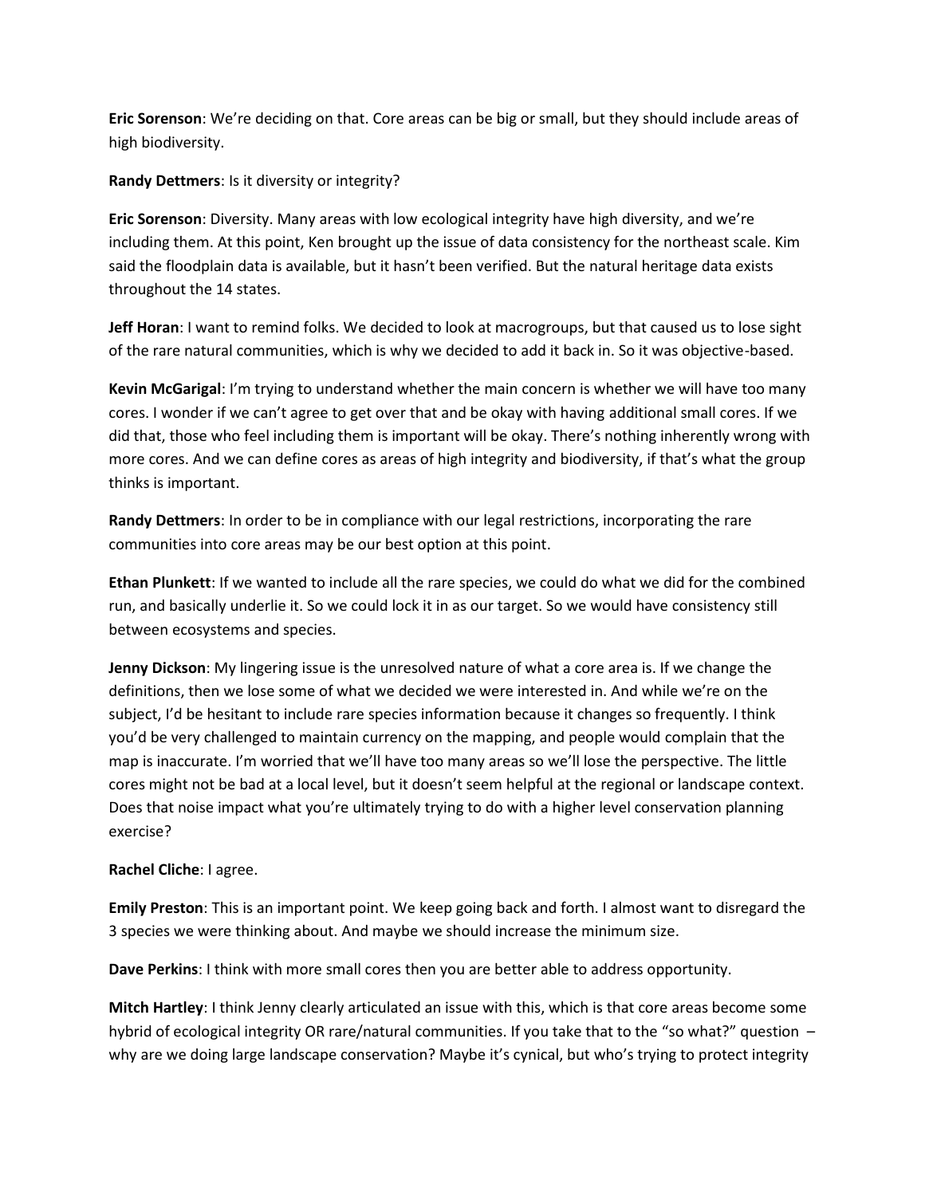**Eric Sorenson**: We're deciding on that. Core areas can be big or small, but they should include areas of high biodiversity.

**Randy Dettmers**: Is it diversity or integrity?

**Eric Sorenson**: Diversity. Many areas with low ecological integrity have high diversity, and we're including them. At this point, Ken brought up the issue of data consistency for the northeast scale. Kim said the floodplain data is available, but it hasn't been verified. But the natural heritage data exists throughout the 14 states.

**Jeff Horan**: I want to remind folks. We decided to look at macrogroups, but that caused us to lose sight of the rare natural communities, which is why we decided to add it back in. So it was objective-based.

**Kevin McGarigal**: I'm trying to understand whether the main concern is whether we will have too many cores. I wonder if we can't agree to get over that and be okay with having additional small cores. If we did that, those who feel including them is important will be okay. There's nothing inherently wrong with more cores. And we can define cores as areas of high integrity and biodiversity, if that's what the group thinks is important.

**Randy Dettmers**: In order to be in compliance with our legal restrictions, incorporating the rare communities into core areas may be our best option at this point.

**Ethan Plunkett**: If we wanted to include all the rare species, we could do what we did for the combined run, and basically underlie it. So we could lock it in as our target. So we would have consistency still between ecosystems and species.

**Jenny Dickson**: My lingering issue is the unresolved nature of what a core area is. If we change the definitions, then we lose some of what we decided we were interested in. And while we're on the subject, I'd be hesitant to include rare species information because it changes so frequently. I think you'd be very challenged to maintain currency on the mapping, and people would complain that the map is inaccurate. I'm worried that we'll have too many areas so we'll lose the perspective. The little cores might not be bad at a local level, but it doesn't seem helpful at the regional or landscape context. Does that noise impact what you're ultimately trying to do with a higher level conservation planning exercise?

**Rachel Cliche**: I agree.

**Emily Preston**: This is an important point. We keep going back and forth. I almost want to disregard the 3 species we were thinking about. And maybe we should increase the minimum size.

**Dave Perkins**: I think with more small cores then you are better able to address opportunity.

**Mitch Hartley**: I think Jenny clearly articulated an issue with this, which is that core areas become some hybrid of ecological integrity OR rare/natural communities. If you take that to the "so what?" question – why are we doing large landscape conservation? Maybe it's cynical, but who's trying to protect integrity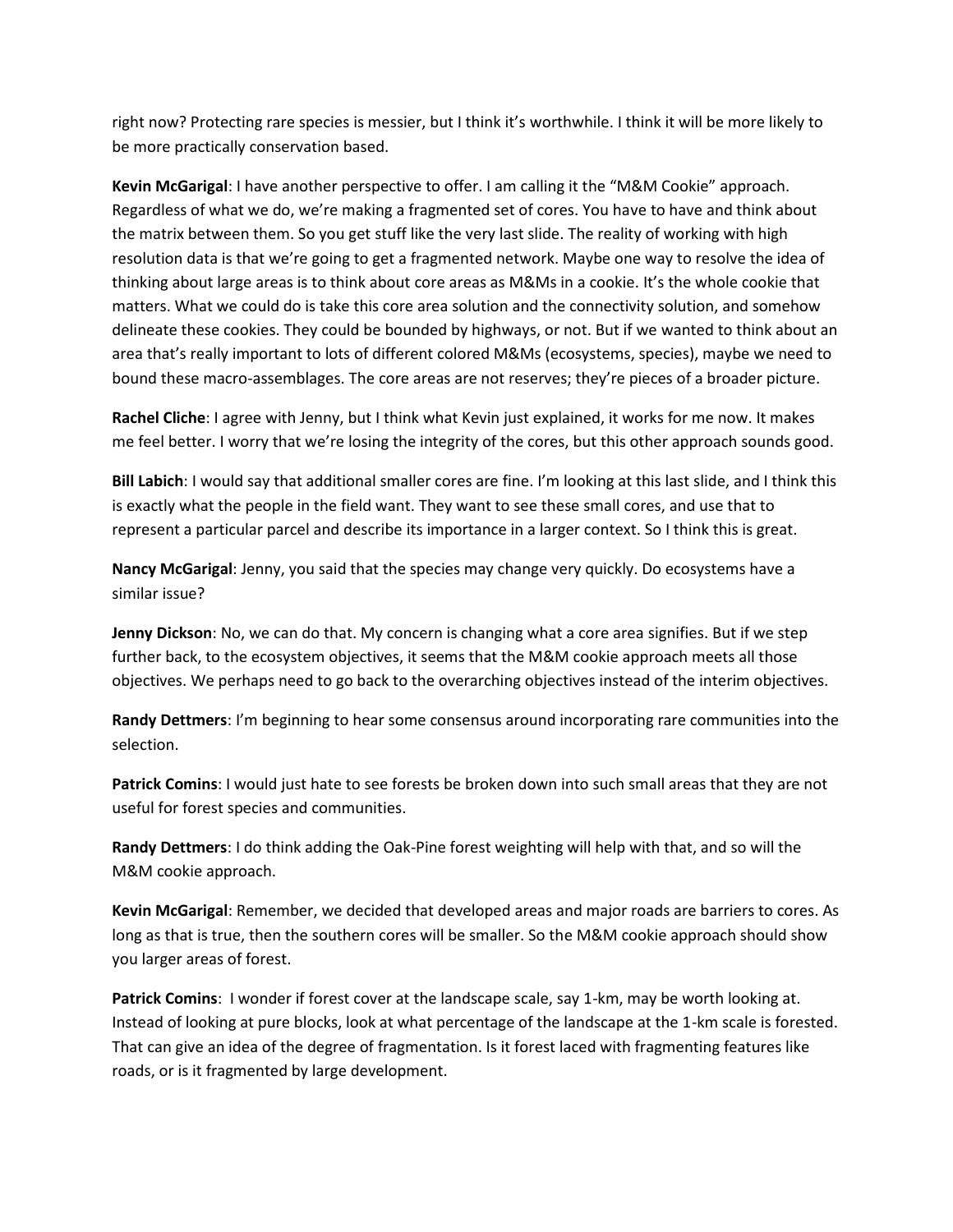right now? Protecting rare species is messier, but I think it's worthwhile. I think it will be more likely to be more practically conservation based.

**Kevin McGarigal**: I have another perspective to offer. I am calling it the "M&M Cookie" approach. Regardless of what we do, we're making a fragmented set of cores. You have to have and think about the matrix between them. So you get stuff like the very last slide. The reality of working with high resolution data is that we're going to get a fragmented network. Maybe one way to resolve the idea of thinking about large areas is to think about core areas as M&Ms in a cookie. It's the whole cookie that matters. What we could do is take this core area solution and the connectivity solution, and somehow delineate these cookies. They could be bounded by highways, or not. But if we wanted to think about an area that's really important to lots of different colored M&Ms (ecosystems, species), maybe we need to bound these macro-assemblages. The core areas are not reserves; they're pieces of a broader picture.

**Rachel Cliche**: I agree with Jenny, but I think what Kevin just explained, it works for me now. It makes me feel better. I worry that we're losing the integrity of the cores, but this other approach sounds good.

**Bill Labich**: I would say that additional smaller cores are fine. I'm looking at this last slide, and I think this is exactly what the people in the field want. They want to see these small cores, and use that to represent a particular parcel and describe its importance in a larger context. So I think this is great.

**Nancy McGarigal**: Jenny, you said that the species may change very quickly. Do ecosystems have a similar issue?

**Jenny Dickson**: No, we can do that. My concern is changing what a core area signifies. But if we step further back, to the ecosystem objectives, it seems that the M&M cookie approach meets all those objectives. We perhaps need to go back to the overarching objectives instead of the interim objectives.

**Randy Dettmers**: I'm beginning to hear some consensus around incorporating rare communities into the selection.

**Patrick Comins**: I would just hate to see forests be broken down into such small areas that they are not useful for forest species and communities.

**Randy Dettmers**: I do think adding the Oak-Pine forest weighting will help with that, and so will the M&M cookie approach.

**Kevin McGarigal**: Remember, we decided that developed areas and major roads are barriers to cores. As long as that is true, then the southern cores will be smaller. So the M&M cookie approach should show you larger areas of forest.

**Patrick Comins**: I wonder if forest cover at the landscape scale, say 1-km, may be worth looking at. Instead of looking at pure blocks, look at what percentage of the landscape at the 1-km scale is forested. That can give an idea of the degree of fragmentation. Is it forest laced with fragmenting features like roads, or is it fragmented by large development.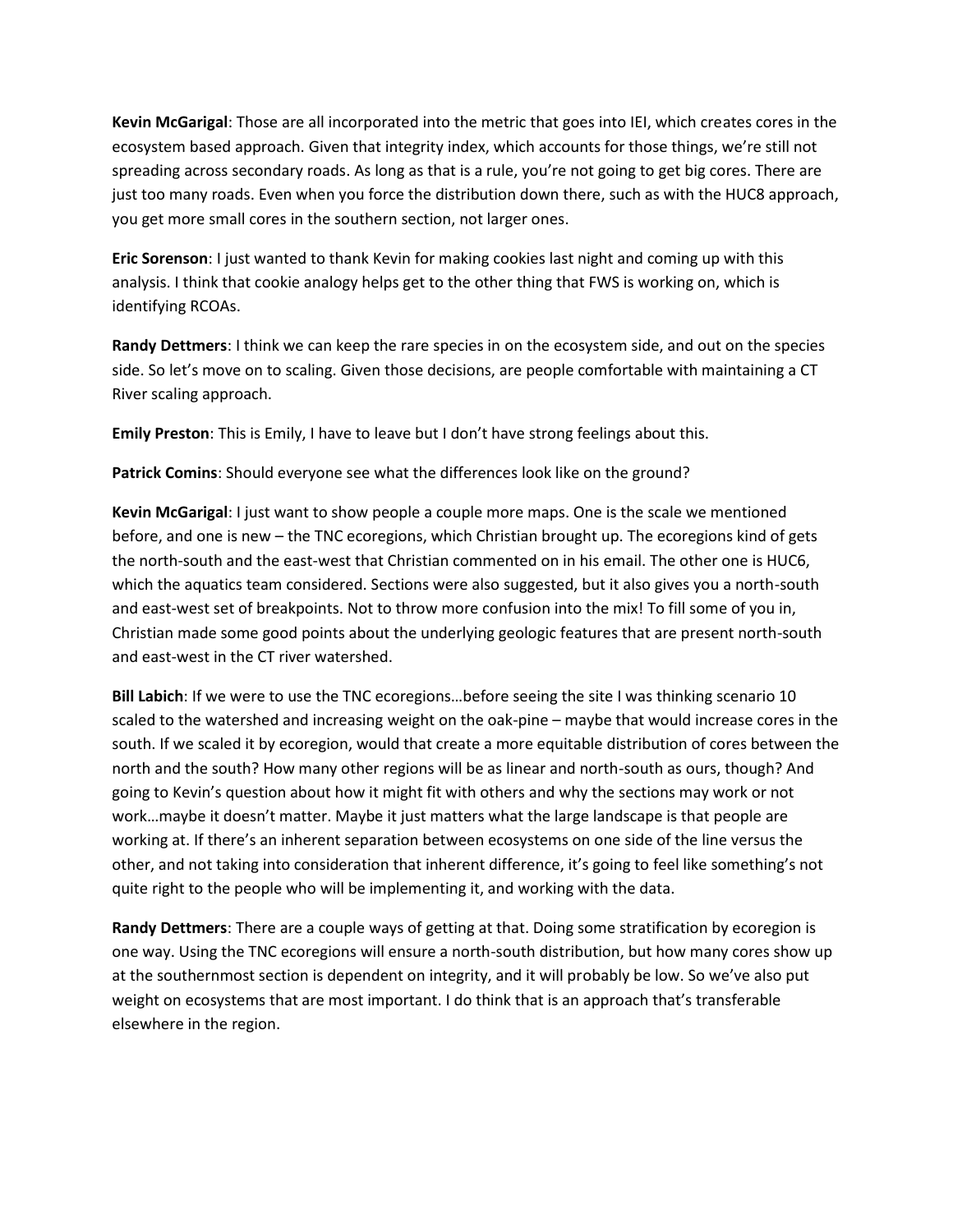**Kevin McGarigal**: Those are all incorporated into the metric that goes into IEI, which creates cores in the ecosystem based approach. Given that integrity index, which accounts for those things, we're still not spreading across secondary roads. As long as that is a rule, you're not going to get big cores. There are just too many roads. Even when you force the distribution down there, such as with the HUC8 approach, you get more small cores in the southern section, not larger ones.

**Eric Sorenson**: I just wanted to thank Kevin for making cookies last night and coming up with this analysis. I think that cookie analogy helps get to the other thing that FWS is working on, which is identifying RCOAs.

**Randy Dettmers**: I think we can keep the rare species in on the ecosystem side, and out on the species side. So let's move on to scaling. Given those decisions, are people comfortable with maintaining a CT River scaling approach.

**Emily Preston**: This is Emily, I have to leave but I don't have strong feelings about this.

**Patrick Comins**: Should everyone see what the differences look like on the ground?

**Kevin McGarigal**: I just want to show people a couple more maps. One is the scale we mentioned before, and one is new – the TNC ecoregions, which Christian brought up. The ecoregions kind of gets the north-south and the east-west that Christian commented on in his email. The other one is HUC6, which the aquatics team considered. Sections were also suggested, but it also gives you a north-south and east-west set of breakpoints. Not to throw more confusion into the mix! To fill some of you in, Christian made some good points about the underlying geologic features that are present north-south and east-west in the CT river watershed.

**Bill Labich**: If we were to use the TNC ecoregions…before seeing the site I was thinking scenario 10 scaled to the watershed and increasing weight on the oak-pine – maybe that would increase cores in the south. If we scaled it by ecoregion, would that create a more equitable distribution of cores between the north and the south? How many other regions will be as linear and north-south as ours, though? And going to Kevin's question about how it might fit with others and why the sections may work or not work…maybe it doesn't matter. Maybe it just matters what the large landscape is that people are working at. If there's an inherent separation between ecosystems on one side of the line versus the other, and not taking into consideration that inherent difference, it's going to feel like something's not quite right to the people who will be implementing it, and working with the data.

**Randy Dettmers**: There are a couple ways of getting at that. Doing some stratification by ecoregion is one way. Using the TNC ecoregions will ensure a north-south distribution, but how many cores show up at the southernmost section is dependent on integrity, and it will probably be low. So we've also put weight on ecosystems that are most important. I do think that is an approach that's transferable elsewhere in the region.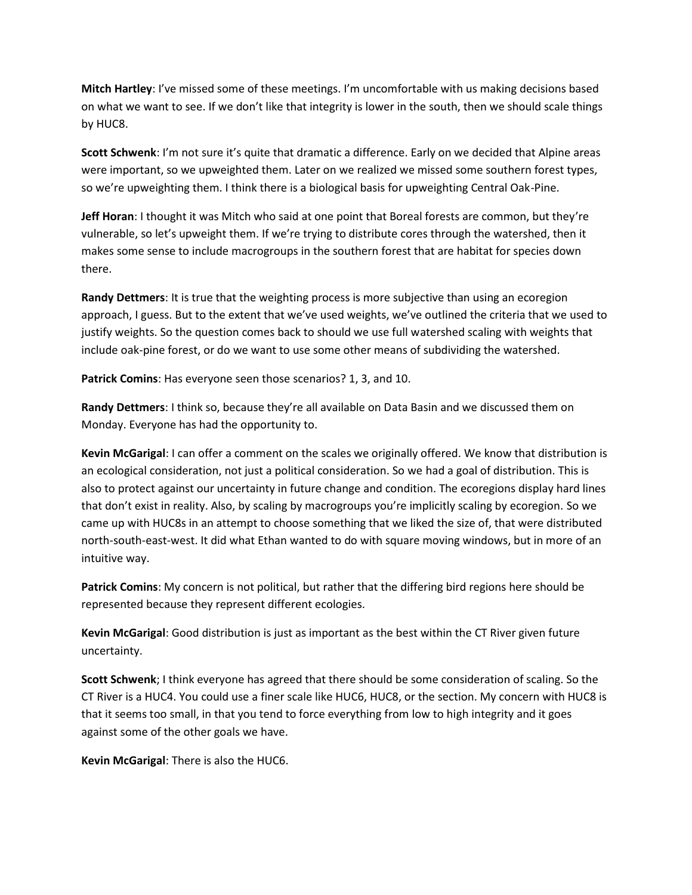**Mitch Hartley**: I've missed some of these meetings. I'm uncomfortable with us making decisions based on what we want to see. If we don't like that integrity is lower in the south, then we should scale things by HUC8.

**Scott Schwenk**: I'm not sure it's quite that dramatic a difference. Early on we decided that Alpine areas were important, so we upweighted them. Later on we realized we missed some southern forest types, so we're upweighting them. I think there is a biological basis for upweighting Central Oak-Pine.

**Jeff Horan**: I thought it was Mitch who said at one point that Boreal forests are common, but they're vulnerable, so let's upweight them. If we're trying to distribute cores through the watershed, then it makes some sense to include macrogroups in the southern forest that are habitat for species down there.

**Randy Dettmers**: It is true that the weighting process is more subjective than using an ecoregion approach, I guess. But to the extent that we've used weights, we've outlined the criteria that we used to justify weights. So the question comes back to should we use full watershed scaling with weights that include oak-pine forest, or do we want to use some other means of subdividing the watershed.

**Patrick Comins**: Has everyone seen those scenarios? 1, 3, and 10.

**Randy Dettmers**: I think so, because they're all available on Data Basin and we discussed them on Monday. Everyone has had the opportunity to.

**Kevin McGarigal**: I can offer a comment on the scales we originally offered. We know that distribution is an ecological consideration, not just a political consideration. So we had a goal of distribution. This is also to protect against our uncertainty in future change and condition. The ecoregions display hard lines that don't exist in reality. Also, by scaling by macrogroups you're implicitly scaling by ecoregion. So we came up with HUC8s in an attempt to choose something that we liked the size of, that were distributed north-south-east-west. It did what Ethan wanted to do with square moving windows, but in more of an intuitive way.

**Patrick Comins**: My concern is not political, but rather that the differing bird regions here should be represented because they represent different ecologies.

**Kevin McGarigal**: Good distribution is just as important as the best within the CT River given future uncertainty.

**Scott Schwenk**; I think everyone has agreed that there should be some consideration of scaling. So the CT River is a HUC4. You could use a finer scale like HUC6, HUC8, or the section. My concern with HUC8 is that it seems too small, in that you tend to force everything from low to high integrity and it goes against some of the other goals we have.

**Kevin McGarigal**: There is also the HUC6.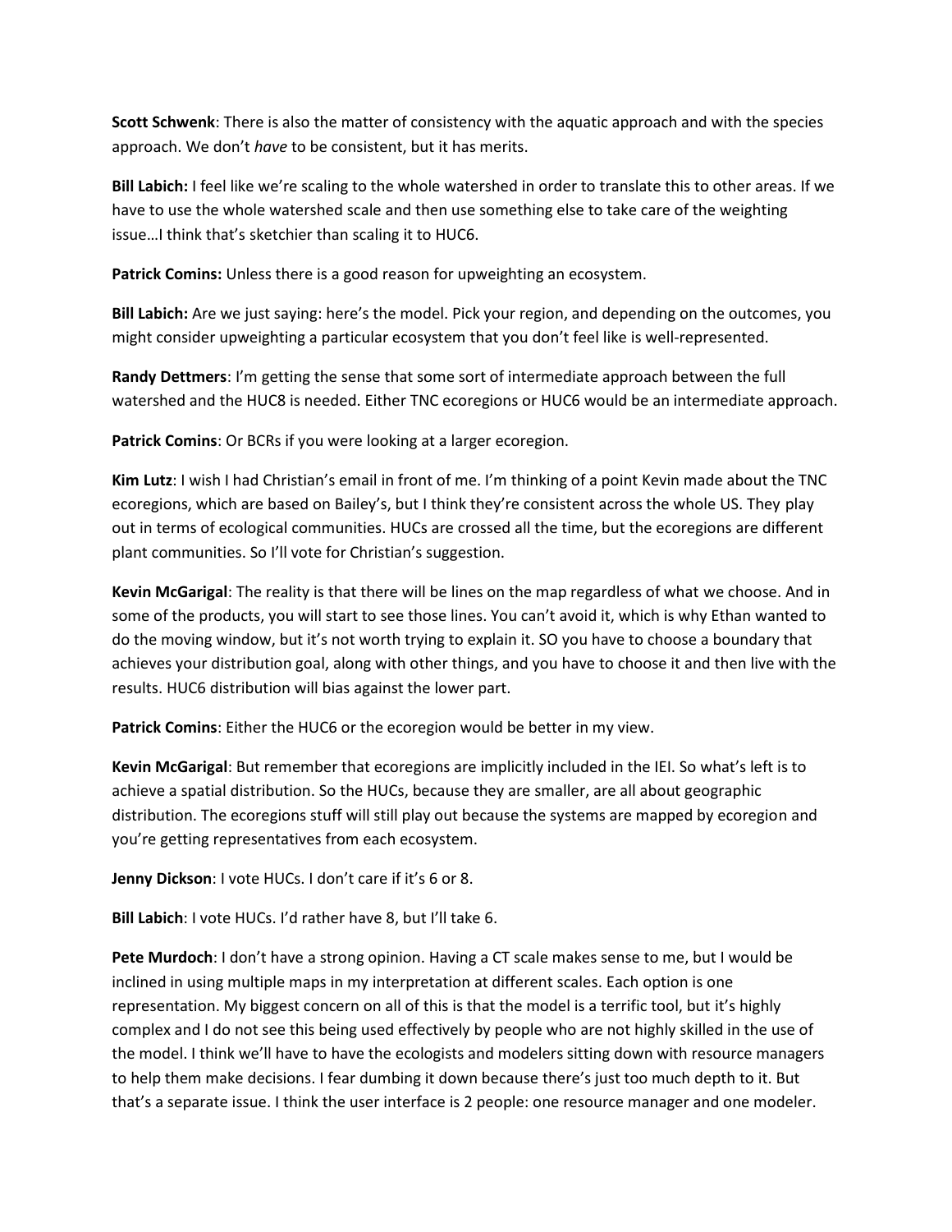**Scott Schwenk**: There is also the matter of consistency with the aquatic approach and with the species approach. We don't *have* to be consistent, but it has merits.

**Bill Labich:** I feel like we're scaling to the whole watershed in order to translate this to other areas. If we have to use the whole watershed scale and then use something else to take care of the weighting issue…I think that's sketchier than scaling it to HUC6.

**Patrick Comins:** Unless there is a good reason for upweighting an ecosystem.

**Bill Labich:** Are we just saying: here's the model. Pick your region, and depending on the outcomes, you might consider upweighting a particular ecosystem that you don't feel like is well-represented.

**Randy Dettmers**: I'm getting the sense that some sort of intermediate approach between the full watershed and the HUC8 is needed. Either TNC ecoregions or HUC6 would be an intermediate approach.

**Patrick Comins**: Or BCRs if you were looking at a larger ecoregion.

**Kim Lutz**: I wish I had Christian's email in front of me. I'm thinking of a point Kevin made about the TNC ecoregions, which are based on Bailey's, but I think they're consistent across the whole US. They play out in terms of ecological communities. HUCs are crossed all the time, but the ecoregions are different plant communities. So I'll vote for Christian's suggestion.

**Kevin McGarigal**: The reality is that there will be lines on the map regardless of what we choose. And in some of the products, you will start to see those lines. You can't avoid it, which is why Ethan wanted to do the moving window, but it's not worth trying to explain it. SO you have to choose a boundary that achieves your distribution goal, along with other things, and you have to choose it and then live with the results. HUC6 distribution will bias against the lower part.

**Patrick Comins**: Either the HUC6 or the ecoregion would be better in my view.

**Kevin McGarigal**: But remember that ecoregions are implicitly included in the IEI. So what's left is to achieve a spatial distribution. So the HUCs, because they are smaller, are all about geographic distribution. The ecoregions stuff will still play out because the systems are mapped by ecoregion and you're getting representatives from each ecosystem.

**Jenny Dickson**: I vote HUCs. I don't care if it's 6 or 8.

**Bill Labich**: I vote HUCs. I'd rather have 8, but I'll take 6.

**Pete Murdoch**: I don't have a strong opinion. Having a CT scale makes sense to me, but I would be inclined in using multiple maps in my interpretation at different scales. Each option is one representation. My biggest concern on all of this is that the model is a terrific tool, but it's highly complex and I do not see this being used effectively by people who are not highly skilled in the use of the model. I think we'll have to have the ecologists and modelers sitting down with resource managers to help them make decisions. I fear dumbing it down because there's just too much depth to it. But that's a separate issue. I think the user interface is 2 people: one resource manager and one modeler.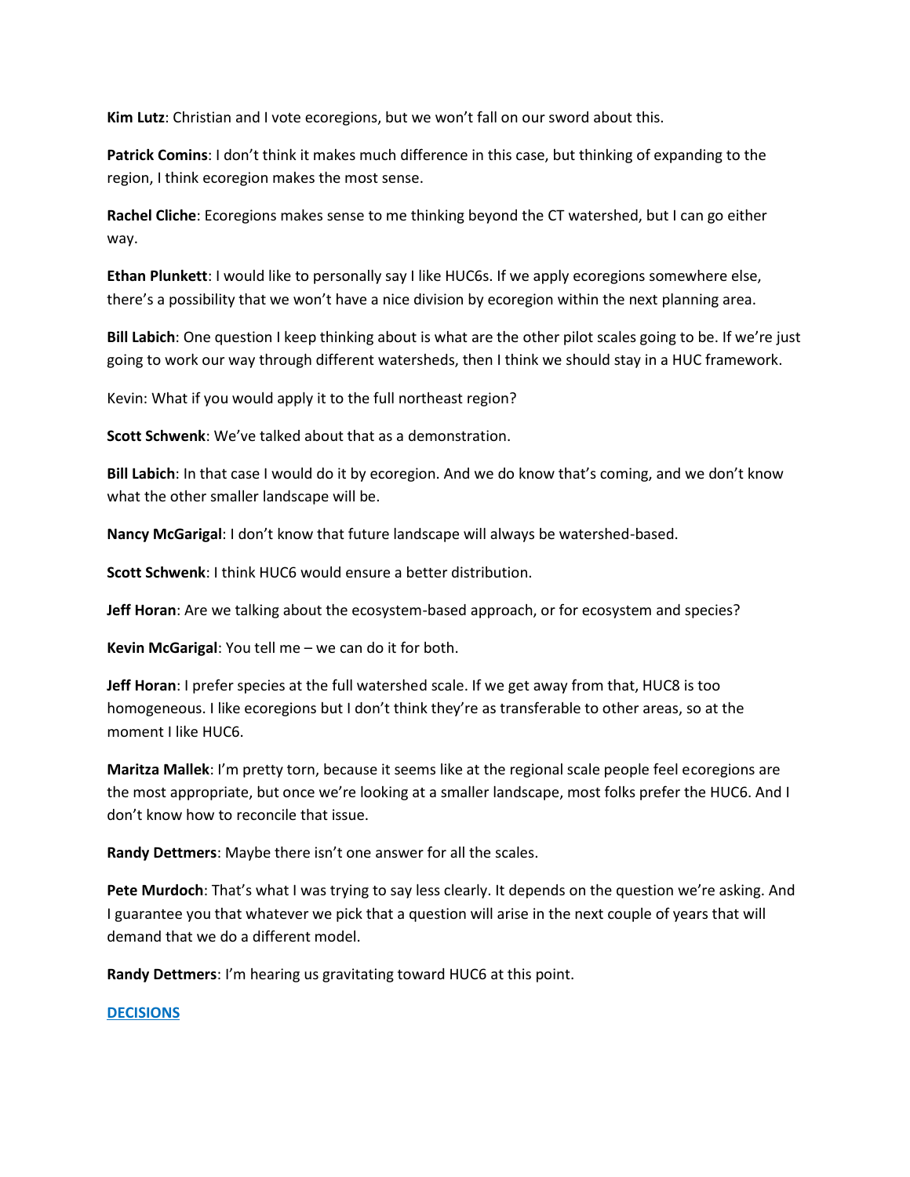**Kim Lutz**: Christian and I vote ecoregions, but we won't fall on our sword about this.

**Patrick Comins**: I don't think it makes much difference in this case, but thinking of expanding to the region, I think ecoregion makes the most sense.

**Rachel Cliche**: Ecoregions makes sense to me thinking beyond the CT watershed, but I can go either way.

**Ethan Plunkett**: I would like to personally say I like HUC6s. If we apply ecoregions somewhere else, there's a possibility that we won't have a nice division by ecoregion within the next planning area.

**Bill Labich**: One question I keep thinking about is what are the other pilot scales going to be. If we're just going to work our way through different watersheds, then I think we should stay in a HUC framework.

Kevin: What if you would apply it to the full northeast region?

**Scott Schwenk**: We've talked about that as a demonstration.

**Bill Labich**: In that case I would do it by ecoregion. And we do know that's coming, and we don't know what the other smaller landscape will be.

**Nancy McGarigal**: I don't know that future landscape will always be watershed-based.

**Scott Schwenk**: I think HUC6 would ensure a better distribution.

**Jeff Horan**: Are we talking about the ecosystem-based approach, or for ecosystem and species?

**Kevin McGarigal**: You tell me – we can do it for both.

**Jeff Horan**: I prefer species at the full watershed scale. If we get away from that, HUC8 is too homogeneous. I like ecoregions but I don't think they're as transferable to other areas, so at the moment I like HUC6.

**Maritza Mallek**: I'm pretty torn, because it seems like at the regional scale people feel ecoregions are the most appropriate, but once we're looking at a smaller landscape, most folks prefer the HUC6. And I don't know how to reconcile that issue.

**Randy Dettmers**: Maybe there isn't one answer for all the scales.

**Pete Murdoch**: That's what I was trying to say less clearly. It depends on the question we're asking. And I guarantee you that whatever we pick that a question will arise in the next couple of years that will demand that we do a different model.

**Randy Dettmers**: I'm hearing us gravitating toward HUC6 at this point.

**DECISIONS**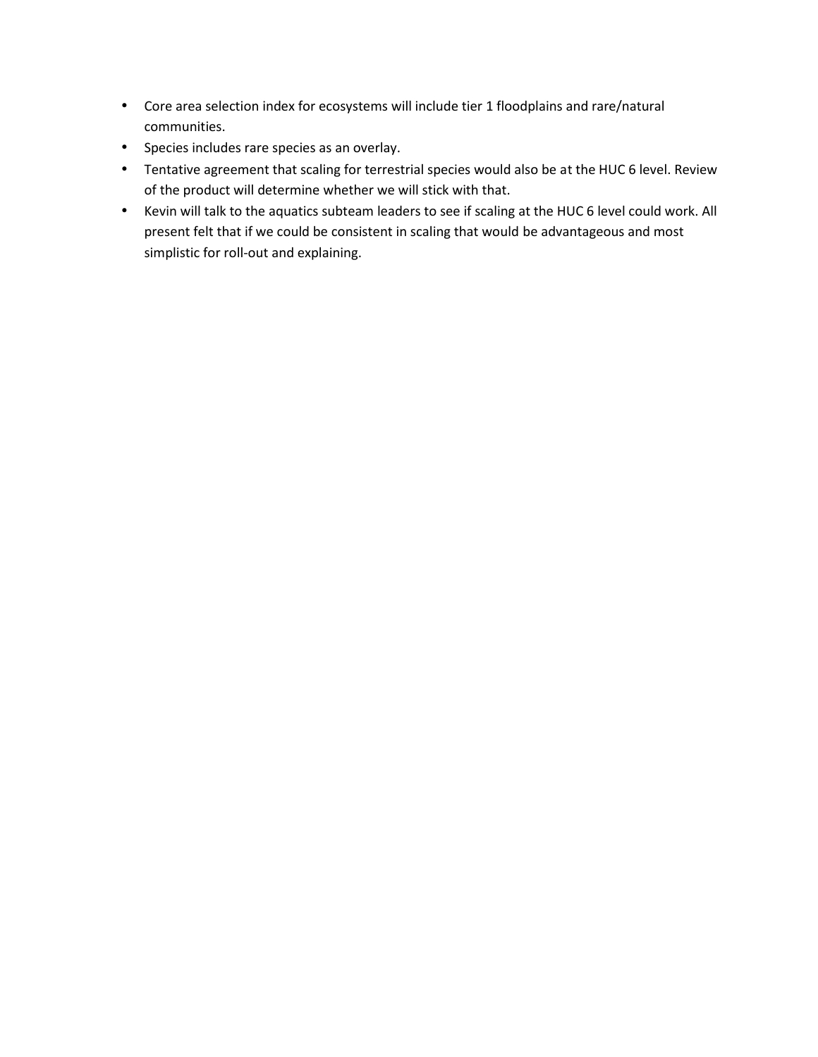- Core area selection index for ecosystems will include tier 1 floodplains and rare/natural communities.
- Species includes rare species as an overlay.
- Tentative agreement that scaling for terrestrial species would also be at the HUC 6 level. Review of the product will determine whether we will stick with that.
- Kevin will talk to the aquatics subteam leaders to see if scaling at the HUC 6 level could work. All present felt that if we could be consistent in scaling that would be advantageous and most simplistic for roll-out and explaining.